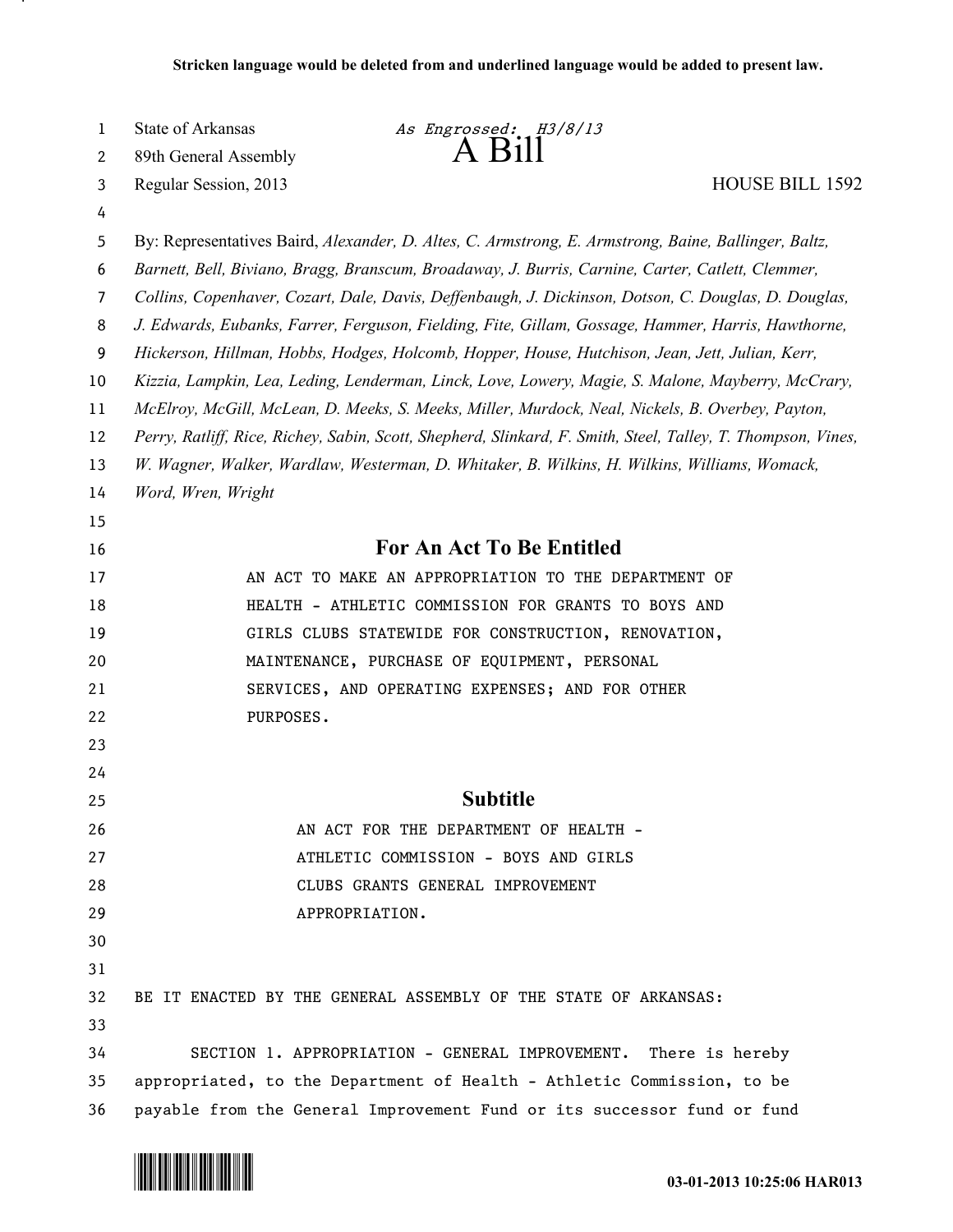**Stricken language would be deleted from and underlined language would be added to present law.**

State of Arkansas *As Engrossed: H3/8/13*
89th General Assembly
# A Bill
Regular Session, 2013 HOUSE BILL 1592

By: Representatives Baird, *Alexander, D. Altes, C. Armstrong, E. Armstrong, Baine, Ballinger, Baltz, Barnett, Bell, Biviano, Bragg, Branscum, Broadaway, J. Burris, Carnine, Carter, Catlett, Clemmer, Collins, Copenhaver, Cozart, Dale, Davis, Deffenbaugh, J. Dickinson, Dotson, C. Douglas, D. Douglas, J. Edwards, Eubanks, Farrer, Ferguson, Fielding, Fite, Gillam, Gossage, Hammer, Harris, Hawthorne, Hickerson, Hillman, Hobbs, Hodges, Holcomb, Hopper, House, Hutchison, Jean, Jett, Julian, Kerr, Kizzia, Lampkin, Lea, Leding, Lenderman, Linck, Love, Lowery, Magie, S. Malone, Mayberry, McCrary, McElroy, McGill, McLean, D. Meeks, S. Meeks, Miller, Murdock, Neal, Nickels, B. Overbey, Payton, Perry, Ratliff, Rice, Richey, Sabin, Scott, Shepherd, Slinkard, F. Smith, Steel, Talley, T. Thompson, Vines, W. Wagner, Walker, Wardlaw, Westerman, D. Whitaker, B. Wilkins, H. Wilkins, Williams, Womack, Word, Wren, Wright*

## For An Act To Be Entitled

AN ACT TO MAKE AN APPROPRIATION TO THE DEPARTMENT OF HEALTH - ATHLETIC COMMISSION FOR GRANTS TO BOYS AND GIRLS CLUBS STATEWIDE FOR CONSTRUCTION, RENOVATION, MAINTENANCE, PURCHASE OF EQUIPMENT, PERSONAL SERVICES, AND OPERATING EXPENSES; AND FOR OTHER PURPOSES.

## Subtitle

AN ACT FOR THE DEPARTMENT OF HEALTH - ATHLETIC COMMISSION - BOYS AND GIRLS CLUBS GRANTS GENERAL IMPROVEMENT APPROPRIATION.

BE IT ENACTED BY THE GENERAL ASSEMBLY OF THE STATE OF ARKANSAS:

SECTION 1. APPROPRIATION - GENERAL IMPROVEMENT. There is hereby appropriated, to the Department of Health - Athletic Commission, to be payable from the General Improvement Fund or its successor fund or fund

03-01-2013 10:25:06 HAR013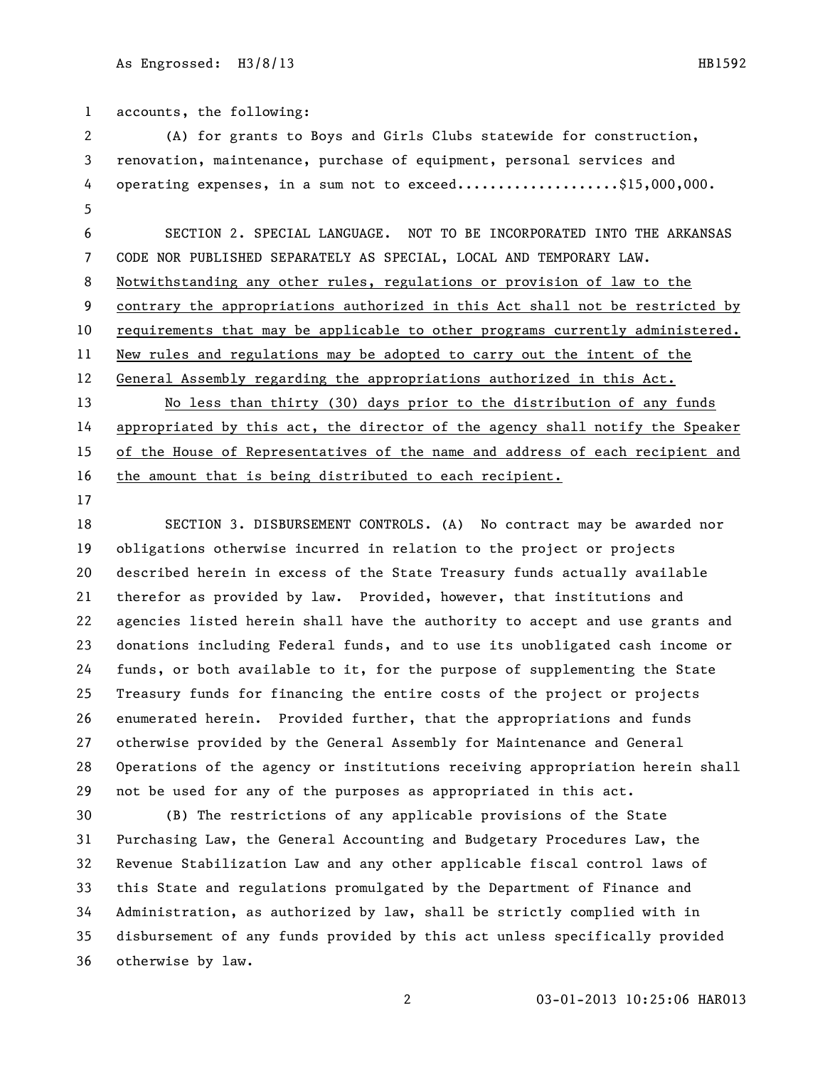accounts, the following:

(A) for grants to Boys and Girls Clubs statewide for construction, renovation, maintenance, purchase of equipment, personal services and operating expenses, in a sum not to exceed....................$15,000,000.

SECTION 2. SPECIAL LANGUAGE. NOT TO BE INCORPORATED INTO THE ARKANSAS CODE NOR PUBLISHED SEPARATELY AS SPECIAL, LOCAL AND TEMPORARY LAW. Notwithstanding any other rules, regulations or provision of law to the contrary the appropriations authorized in this Act shall not be restricted by requirements that may be applicable to other programs currently administered. New rules and regulations may be adopted to carry out the intent of the General Assembly regarding the appropriations authorized in this Act.

No less than thirty (30) days prior to the distribution of any funds appropriated by this act, the director of the agency shall notify the Speaker of the House of Representatives of the name and address of each recipient and the amount that is being distributed to each recipient.

SECTION 3. DISBURSEMENT CONTROLS. (A) No contract may be awarded nor obligations otherwise incurred in relation to the project or projects described herein in excess of the State Treasury funds actually available therefor as provided by law. Provided, however, that institutions and agencies listed herein shall have the authority to accept and use grants and donations including Federal funds, and to use its unobligated cash income or funds, or both available to it, for the purpose of supplementing the State Treasury funds for financing the entire costs of the project or projects enumerated herein. Provided further, that the appropriations and funds otherwise provided by the General Assembly for Maintenance and General Operations of the agency or institutions receiving appropriation herein shall not be used for any of the purposes as appropriated in this act.

(B) The restrictions of any applicable provisions of the State Purchasing Law, the General Accounting and Budgetary Procedures Law, the Revenue Stabilization Law and any other applicable fiscal control laws of this State and regulations promulgated by the Department of Finance and Administration, as authorized by law, shall be strictly complied with in disbursement of any funds provided by this act unless specifically provided otherwise by law.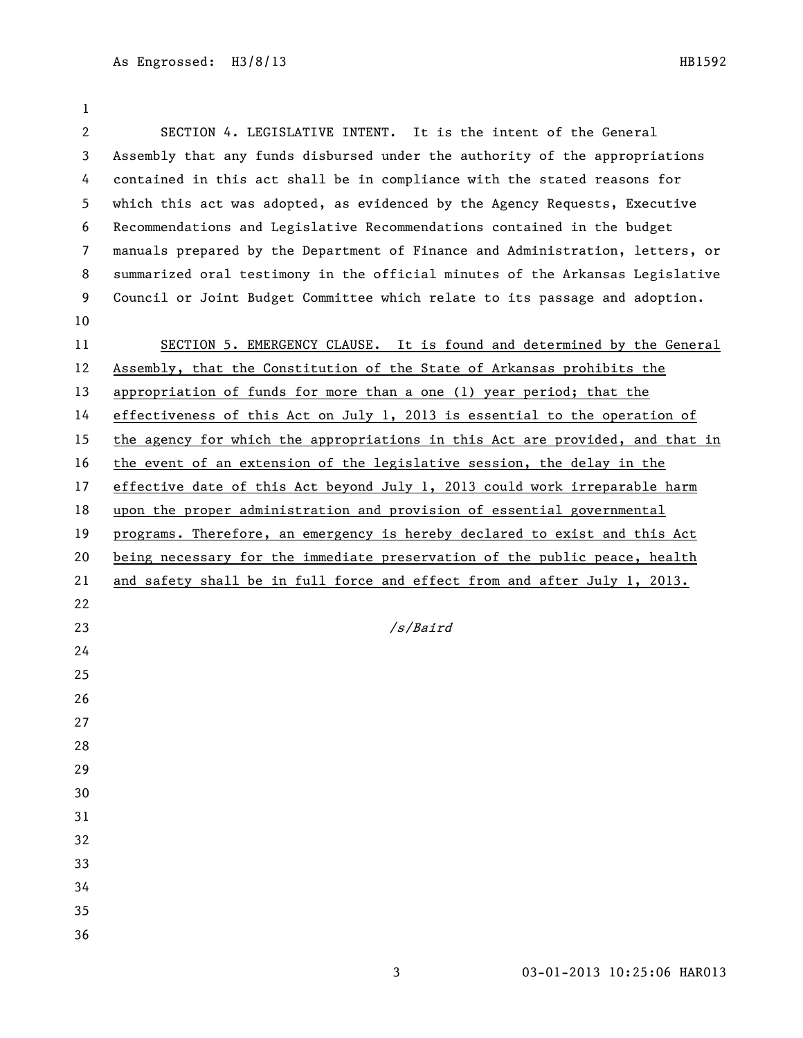SECTION 4. LEGISLATIVE INTENT. It is the intent of the General Assembly that any funds disbursed under the authority of the appropriations contained in this act shall be in compliance with the stated reasons for which this act was adopted, as evidenced by the Agency Requests, Executive Recommendations and Legislative Recommendations contained in the budget manuals prepared by the Department of Finance and Administration, letters, or summarized oral testimony in the official minutes of the Arkansas Legislative Council or Joint Budget Committee which relate to its passage and adoption.

SECTION 5. EMERGENCY CLAUSE. It is found and determined by the General Assembly, that the Constitution of the State of Arkansas prohibits the appropriation of funds for more than a one (1) year period; that the effectiveness of this Act on July 1, 2013 is essential to the operation of the agency for which the appropriations in this Act are provided, and that in the event of an extension of the legislative session, the delay in the effective date of this Act beyond July 1, 2013 could work irreparable harm upon the proper administration and provision of essential governmental programs. Therefore, an emergency is hereby declared to exist and this Act being necessary for the immediate preservation of the public peace, health and safety shall be in full force and effect from and after July 1, 2013.

*/s/Baird*